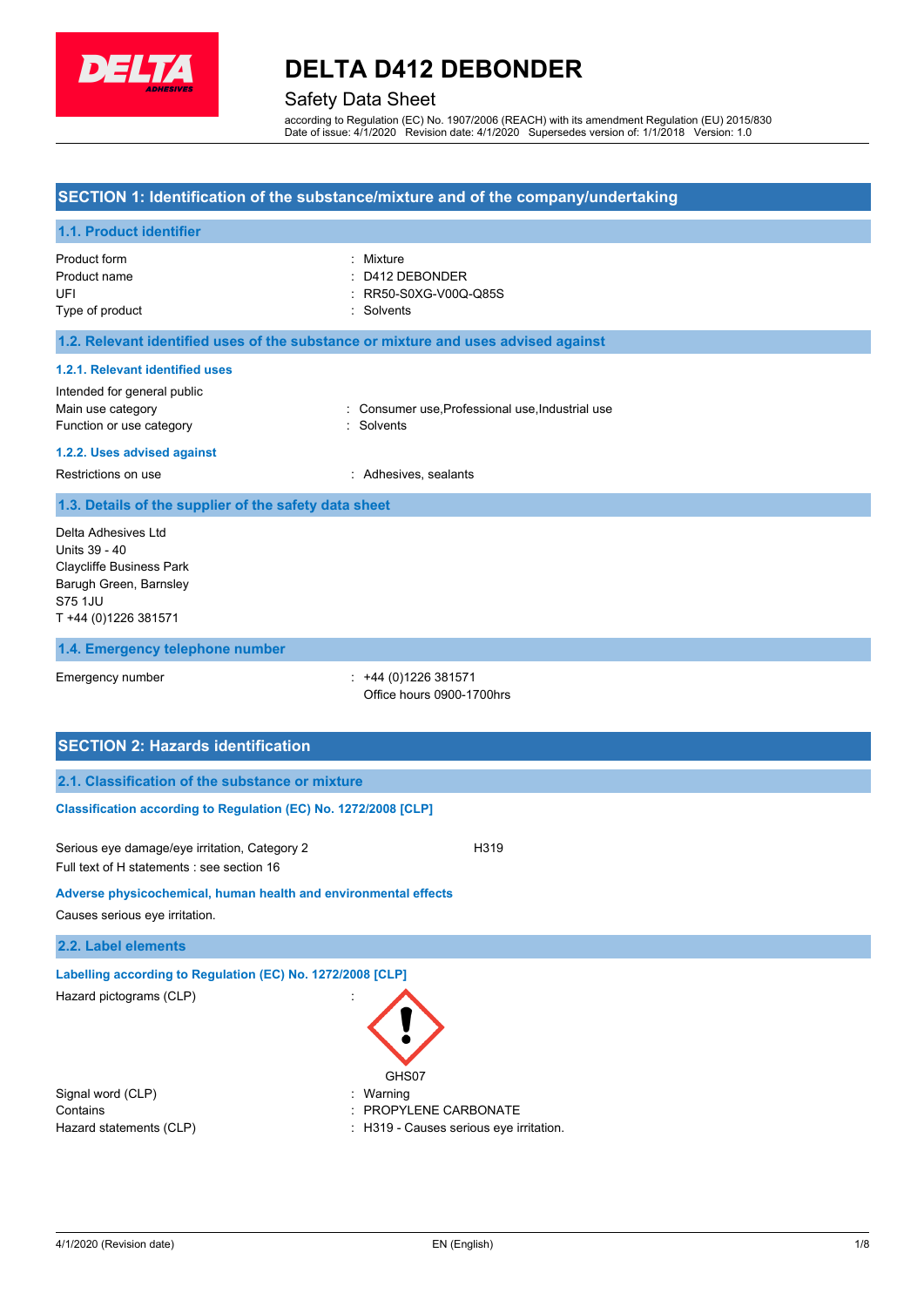# DELTA D412 DEBONDER

## Safety Data Sheet

according to Regulation (EC) No. 1907/2006 (REACH) with its amendment Regulation (EU) 2015/830
Date of issue: 4/1/2020 Revision date: 4/1/2020 Supersedes version of: 1/1/2018 Version: 1.0

## SECTION 1: Identification of the substance/mixture and of the company/undertaking

### 1.1. Product identifier

| | |
|---|---|
| Product form | : Mixture |
| Product name | : D412 DEBONDER |
| UFI | : RR50-S0XG-V00Q-Q85S |
| Type of product | : Solvents |

### 1.2. Relevant identified uses of the substance or mixture and uses advised against

#### 1.2.1. Relevant identified uses

Intended for general public

| | |
|---|---|
| Main use category | : Consumer use,Professional use,Industrial use |
| Function or use category | : Solvents |

#### 1.2.2. Uses advised against

| | |
|---|---|
| Restrictions on use | : Adhesives, sealants |

### 1.3. Details of the supplier of the safety data sheet

Delta Adhesives Ltd
Units 39 - 40
Claycliffe Business Park
Barugh Green, Barnsley
S75 1JU
T +44 (0)1226 381571

### 1.4. Emergency telephone number

| | |
|---|---|
| Emergency number | : +44 (0)1226 381571<br>Office hours 0900-1700hrs |

## SECTION 2: Hazards identification

### 2.1. Classification of the substance or mixture

#### Classification according to Regulation (EC) No. 1272/2008 [CLP]

| | |
|---|---|
| Serious eye damage/eye irritation, Category 2 | H319 |

Full text of H statements : see section 16

#### Adverse physicochemical, human health and environmental effects

Causes serious eye irritation.

### 2.2. Label elements

#### Labelling according to Regulation (EC) No. 1272/2008 [CLP]

| | |
|---|---|
| Hazard pictograms (CLP) | : GHS07 |
| Signal word (CLP) | : Warning |
| Contains | : PROPYLENE CARBONATE |
| Hazard statements (CLP) | : H319 - Causes serious eye irritation. |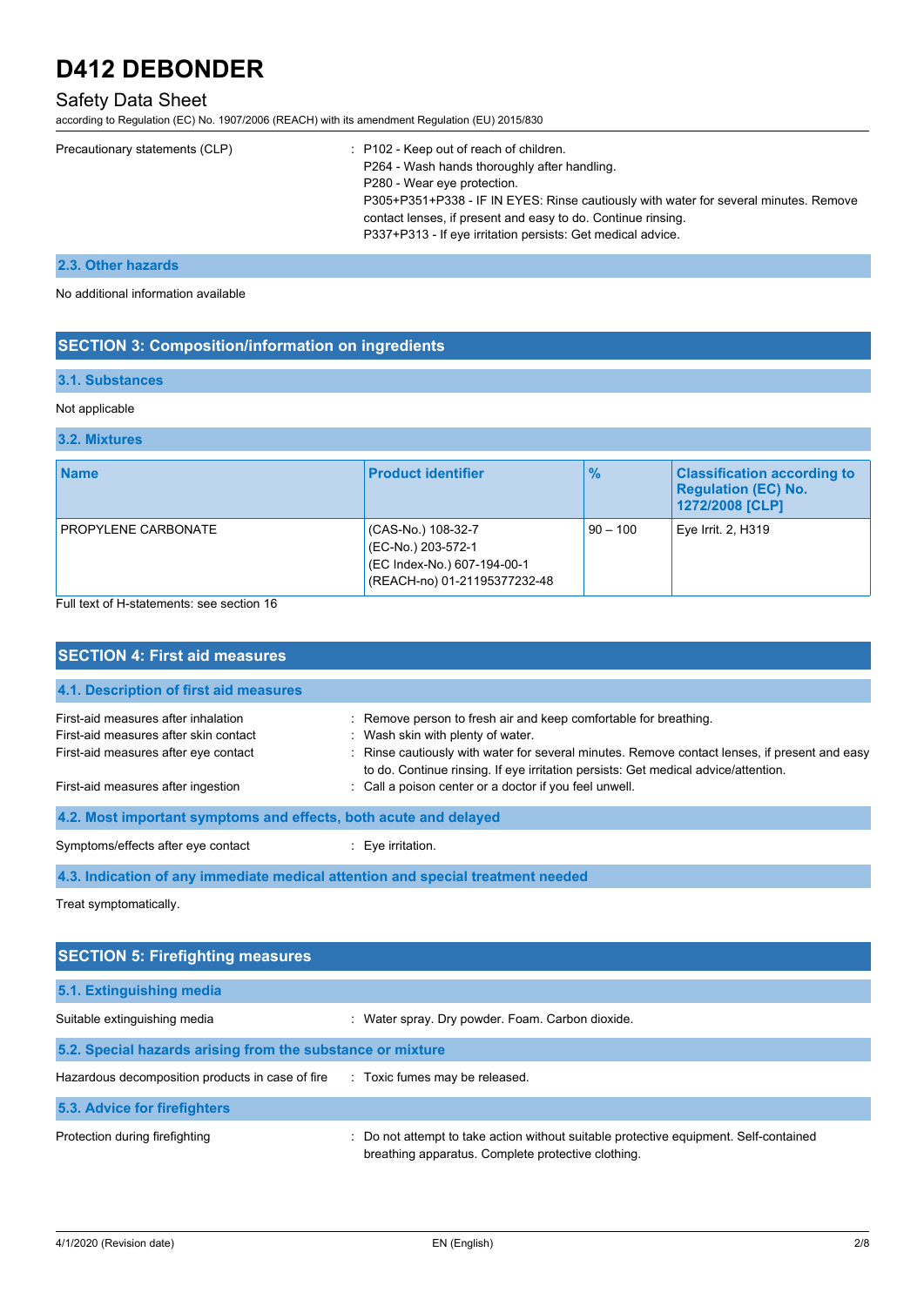Precautionary statements (CLP) : P102 - Keep out of reach of children.
P264 - Wash hands thoroughly after handling.
P280 - Wear eye protection.
P305+P351+P338 - IF IN EYES: Rinse cautiously with water for several minutes. Remove contact lenses, if present and easy to do. Continue rinsing.
P337+P313 - If eye irritation persists: Get medical advice.

### 2.3. Other hazards

No additional information available

## SECTION 3: Composition/information on ingredients

### 3.1. Substances

Not applicable

### 3.2. Mixtures

| Name | Product identifier | % | Classification according to Regulation (EC) No. 1272/2008 [CLP] |
|---|---|---|---|
| PROPYLENE CARBONATE | (CAS-No.) 108-32-7<br>(EC-No.) 203-572-1<br>(EC Index-No.) 607-194-00-1<br>(REACH-no) 01-21195377232-48 | 90 – 100 | Eye Irrit. 2, H319 |

Full text of H-statements: see section 16

## SECTION 4: First aid measures

### 4.1. Description of first aid measures

First-aid measures after inhalation : Remove person to fresh air and keep comfortable for breathing.

First-aid measures after skin contact : Wash skin with plenty of water.

First-aid measures after eye contact : Rinse cautiously with water for several minutes. Remove contact lenses, if present and easy to do. Continue rinsing. If eye irritation persists: Get medical advice/attention.

First-aid measures after ingestion : Call a poison center or a doctor if you feel unwell.

### 4.2. Most important symptoms and effects, both acute and delayed

Symptoms/effects after eye contact : Eye irritation.

### 4.3. Indication of any immediate medical attention and special treatment needed

Treat symptomatically.

## SECTION 5: Firefighting measures

### 5.1. Extinguishing media

Suitable extinguishing media : Water spray. Dry powder. Foam. Carbon dioxide.

### 5.2. Special hazards arising from the substance or mixture

Hazardous decomposition products in case of fire : Toxic fumes may be released.

### 5.3. Advice for firefighters

Protection during firefighting : Do not attempt to take action without suitable protective equipment. Self-contained breathing apparatus. Complete protective clothing.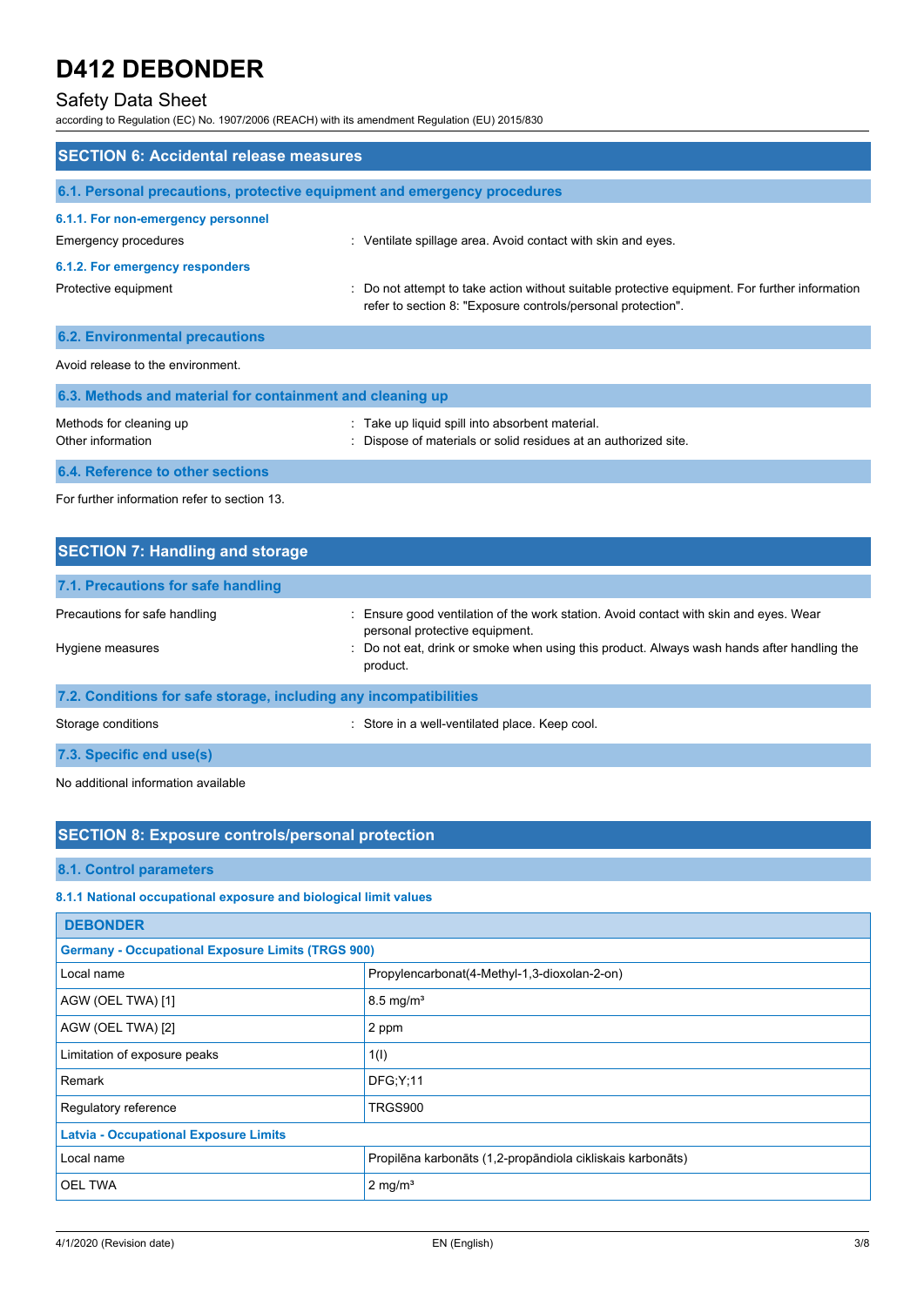## SECTION 6: Accidental release measures

### 6.1. Personal precautions, protective equipment and emergency procedures

#### 6.1.1. For non-emergency personnel

Emergency procedures : Ventilate spillage area. Avoid contact with skin and eyes.

#### 6.1.2. For emergency responders

Protective equipment : Do not attempt to take action without suitable protective equipment. For further information refer to section 8: "Exposure controls/personal protection".

### 6.2. Environmental precautions

Avoid release to the environment.

### 6.3. Methods and material for containment and cleaning up

Methods for cleaning up : Take up liquid spill into absorbent material.

Other information : Dispose of materials or solid residues at an authorized site.

### 6.4. Reference to other sections

For further information refer to section 13.

## SECTION 7: Handling and storage

### 7.1. Precautions for safe handling

Precautions for safe handling : Ensure good ventilation of the work station. Avoid contact with skin and eyes. Wear personal protective equipment.

Hygiene measures : Do not eat, drink or smoke when using this product. Always wash hands after handling the product.

### 7.2. Conditions for safe storage, including any incompatibilities

Storage conditions : Store in a well-ventilated place. Keep cool.

### 7.3. Specific end use(s)

No additional information available

## SECTION 8: Exposure controls/personal protection

### 8.1. Control parameters

#### 8.1.1 National occupational exposure and biological limit values

| DEBONDER | |
|---|---|
| **Germany - Occupational Exposure Limits (TRGS 900)** | |
| Local name | Propylencarbonat(4-Methyl-1,3-dioxolan-2-on) |
| AGW (OEL TWA) [1] | 8.5 mg/m³ |
| AGW (OEL TWA) [2] | 2 ppm |
| Limitation of exposure peaks | 1(I) |
| Remark | DFG;Y;11 |
| Regulatory reference | TRGS900 |
| **Latvia - Occupational Exposure Limits** | |
| Local name | Propilēna karbonāts (1,2-propāndiola cikliskais karbonāts) |
| OEL TWA | 2 mg/m³ |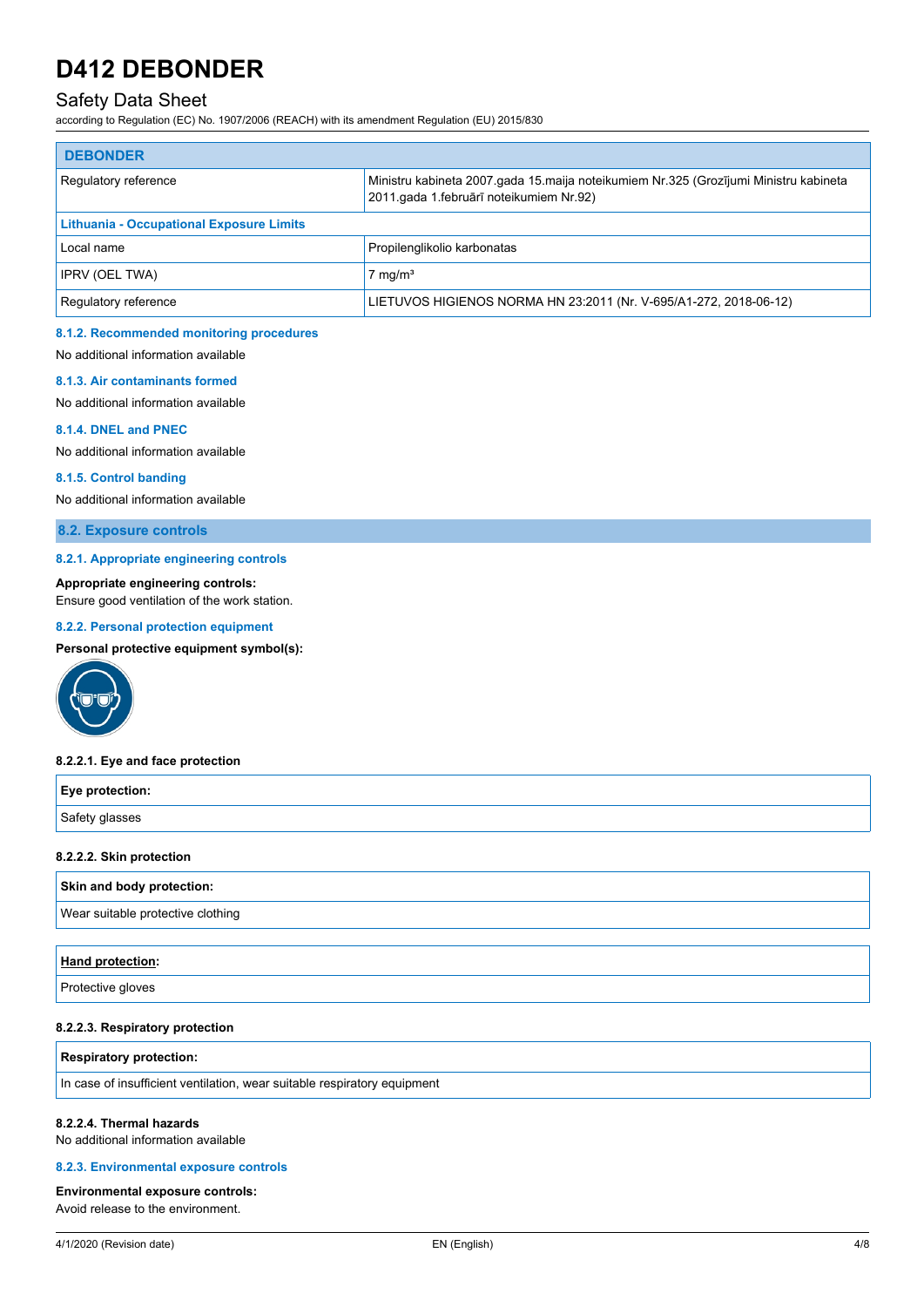| DEBONDER | |
|---|---|
| Regulatory reference | Ministru kabineta 2007.gada 15.maija noteikumiem Nr.325 (Grozījumi Ministru kabineta 2011.gada 1.februārī noteikumiem Nr.92) |
| **Lithuania - Occupational Exposure Limits** | |
| Local name | Propilenglikolio karbonatas |
| IPRV (OEL TWA) | 7 mg/m³ |
| Regulatory reference | LIETUVOS HIGIENOS NORMA HN 23:2011 (Nr. V-695/A1-272, 2018-06-12) |

#### 8.1.2. Recommended monitoring procedures

No additional information available

#### 8.1.3. Air contaminants formed

No additional information available

#### 8.1.4. DNEL and PNEC

No additional information available

#### 8.1.5. Control banding

No additional information available

### 8.2. Exposure controls

#### 8.2.1. Appropriate engineering controls

**Appropriate engineering controls:**

Ensure good ventilation of the work station.

#### 8.2.2. Personal protection equipment

**Personal protective equipment symbol(s):**

##### 8.2.2.1. Eye and face protection

| Eye protection: |
|---|
| Safety glasses |

##### 8.2.2.2. Skin protection

| Skin and body protection: |
|---|
| Wear suitable protective clothing |

| Hand protection: |
|---|
| Protective gloves |

##### 8.2.2.3. Respiratory protection

| Respiratory protection: |
|---|
| In case of insufficient ventilation, wear suitable respiratory equipment |

##### 8.2.2.4. Thermal hazards

No additional information available

#### 8.2.3. Environmental exposure controls

**Environmental exposure controls:**

Avoid release to the environment.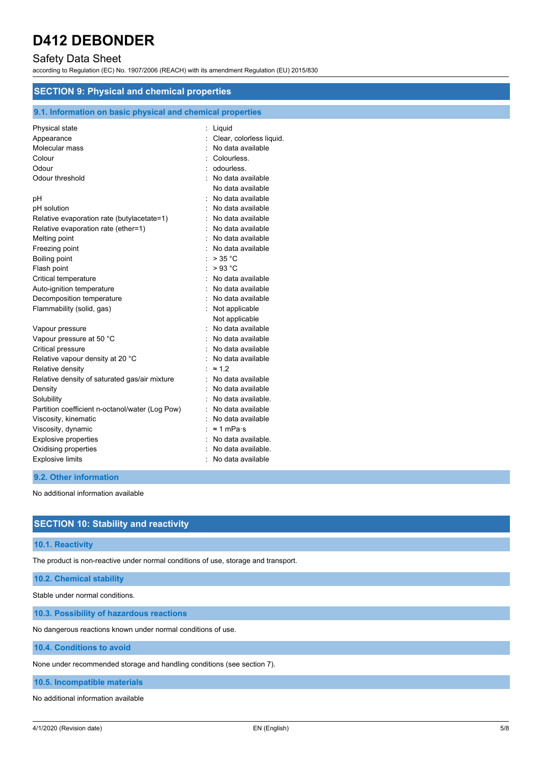## SECTION 9: Physical and chemical properties

### 9.1. Information on basic physical and chemical properties

| | |
|---|---|
| Physical state | : Liquid |
| Appearance | : Clear, colorless liquid. |
| Molecular mass | : No data available |
| Colour | : Colourless. |
| Odour | : odourless. |
| Odour threshold | : No data available<br>No data available |
| pH | : No data available |
| pH solution | : No data available |
| Relative evaporation rate (butylacetate=1) | : No data available |
| Relative evaporation rate (ether=1) | : No data available |
| Melting point | : No data available |
| Freezing point | : No data available |
| Boiling point | : > 35 °C |
| Flash point | : > 93 °C |
| Critical temperature | : No data available |
| Auto-ignition temperature | : No data available |
| Decomposition temperature | : No data available |
| Flammability (solid, gas) | : Not applicable<br>Not applicable |
| Vapour pressure | : No data available |
| Vapour pressure at 50 °C | : No data available |
| Critical pressure | : No data available |
| Relative vapour density at 20 °C | : No data available |
| Relative density | : ≈ 1.2 |
| Relative density of saturated gas/air mixture | : No data available |
| Density | : No data available |
| Solubility | : No data available. |
| Partition coefficient n-octanol/water (Log Pow) | : No data available |
| Viscosity, kinematic | : No data available |
| Viscosity, dynamic | : ≈ 1 mPa·s |
| Explosive properties | : No data available. |
| Oxidising properties | : No data available. |
| Explosive limits | : No data available |

### 9.2. Other information

No additional information available

## SECTION 10: Stability and reactivity

### 10.1. Reactivity

The product is non-reactive under normal conditions of use, storage and transport.

### 10.2. Chemical stability

Stable under normal conditions.

### 10.3. Possibility of hazardous reactions

No dangerous reactions known under normal conditions of use.

### 10.4. Conditions to avoid

None under recommended storage and handling conditions (see section 7).

### 10.5. Incompatible materials

No additional information available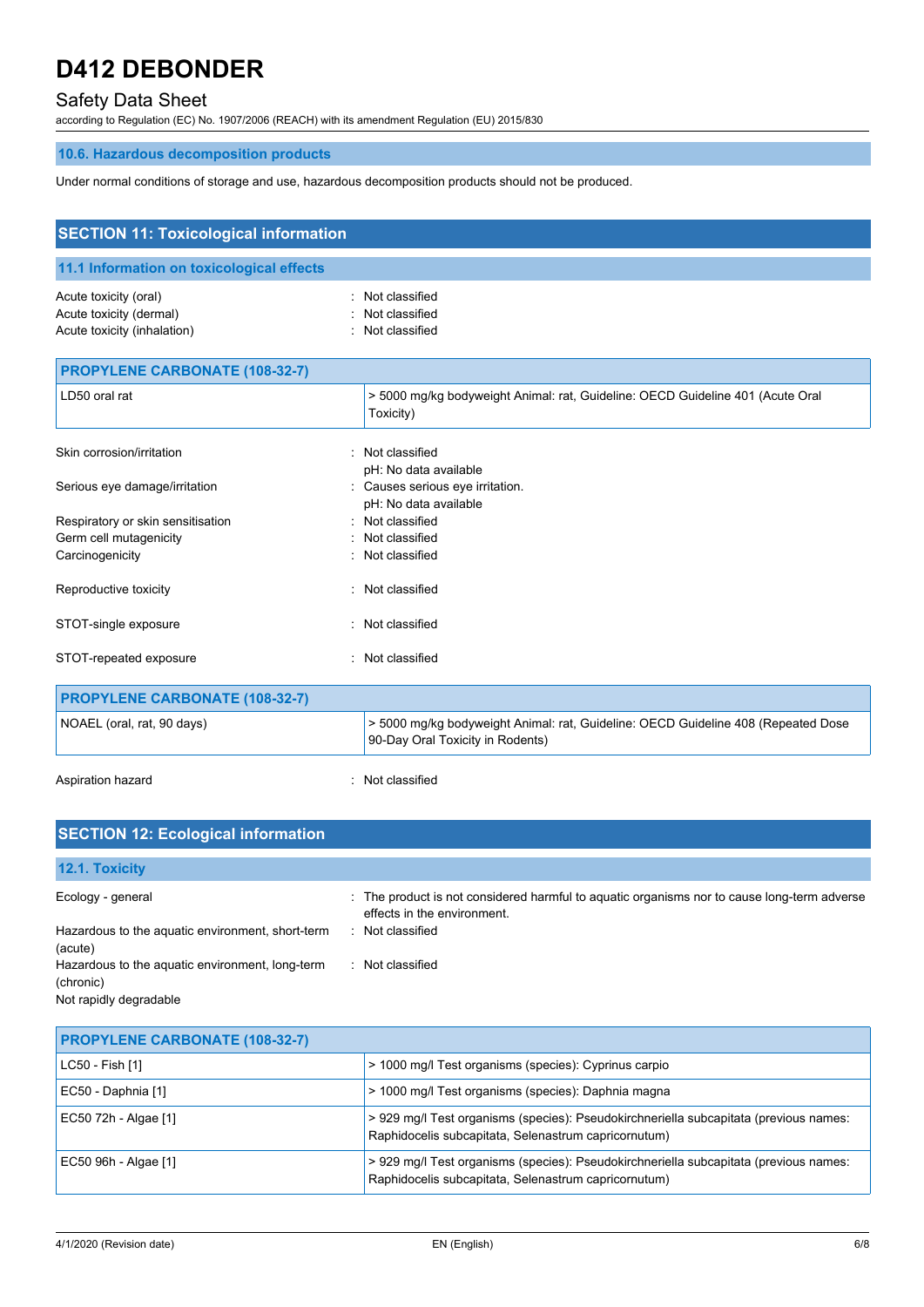### 10.6. Hazardous decomposition products

Under normal conditions of storage and use, hazardous decomposition products should not be produced.

## SECTION 11: Toxicological information

### 11.1 Information on toxicological effects

Acute toxicity (oral) : Not classified
Acute toxicity (dermal) : Not classified
Acute toxicity (inhalation) : Not classified

| PROPYLENE CARBONATE (108-32-7) | |
|---|---|
| LD50 oral rat | > 5000 mg/kg bodyweight Animal: rat, Guideline: OECD Guideline 401 (Acute Oral Toxicity) |

Skin corrosion/irritation : Not classified
pH: No data available
Serious eye damage/irritation : Causes serious eye irritation.
pH: No data available
Respiratory or skin sensitisation : Not classified
Germ cell mutagenicity : Not classified
Carcinogenicity : Not classified

Reproductive toxicity : Not classified

STOT-single exposure : Not classified

STOT-repeated exposure : Not classified

| PROPYLENE CARBONATE (108-32-7) | |
|---|---|
| NOAEL (oral, rat, 90 days) | > 5000 mg/kg bodyweight Animal: rat, Guideline: OECD Guideline 408 (Repeated Dose 90-Day Oral Toxicity in Rodents) |

Aspiration hazard : Not classified

## SECTION 12: Ecological information

### 12.1. Toxicity

Ecology - general : The product is not considered harmful to aquatic organisms nor to cause long-term adverse effects in the environment.
Hazardous to the aquatic environment, short-term (acute) : Not classified
Hazardous to the aquatic environment, long-term (chronic) : Not classified
Not rapidly degradable

| PROPYLENE CARBONATE (108-32-7) | |
|---|---|
| LC50 - Fish [1] | > 1000 mg/l Test organisms (species): Cyprinus carpio |
| EC50 - Daphnia [1] | > 1000 mg/l Test organisms (species): Daphnia magna |
| EC50 72h - Algae [1] | > 929 mg/l Test organisms (species): Pseudokirchneriella subcapitata (previous names: Raphidocelis subcapitata, Selenastrum capricornutum) |
| EC50 96h - Algae [1] | > 929 mg/l Test organisms (species): Pseudokirchneriella subcapitata (previous names: Raphidocelis subcapitata, Selenastrum capricornutum) |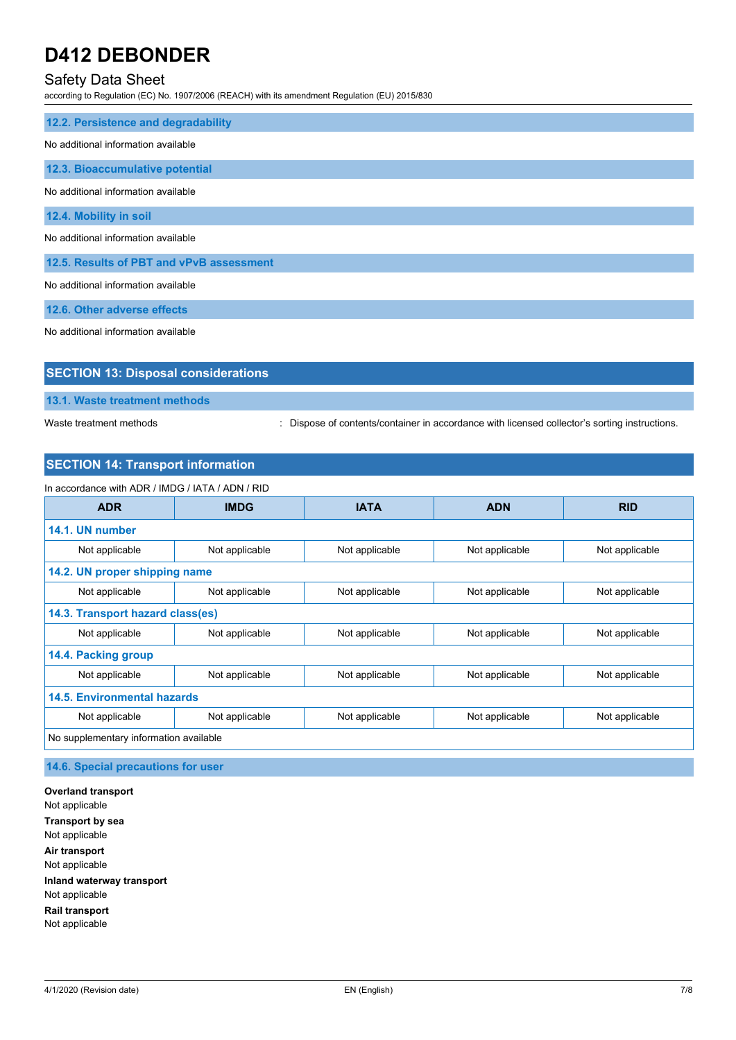### 12.2. Persistence and degradability

No additional information available

### 12.3. Bioaccumulative potential

No additional information available

### 12.4. Mobility in soil

No additional information available

### 12.5. Results of PBT and vPvB assessment

No additional information available

### 12.6. Other adverse effects

No additional information available

## SECTION 13: Disposal considerations

### 13.1. Waste treatment methods

Waste treatment methods : Dispose of contents/container in accordance with licensed collector's sorting instructions.

## SECTION 14: Transport information

In accordance with ADR / IMDG / IATA / ADN / RID

| ADR | IMDG | IATA | ADN | RID |
|---|---|---|---|---|
| **14.1. UN number** | | | | |
| Not applicable | Not applicable | Not applicable | Not applicable | Not applicable |
| **14.2. UN proper shipping name** | | | | |
| Not applicable | Not applicable | Not applicable | Not applicable | Not applicable |
| **14.3. Transport hazard class(es)** | | | | |
| Not applicable | Not applicable | Not applicable | Not applicable | Not applicable |
| **14.4. Packing group** | | | | |
| Not applicable | Not applicable | Not applicable | Not applicable | Not applicable |
| **14.5. Environmental hazards** | | | | |
| Not applicable | Not applicable | Not applicable | Not applicable | Not applicable |
| No supplementary information available | | | | |

### 14.6. Special precautions for user

**Overland transport**
Not applicable

**Transport by sea**
Not applicable

**Air transport**
Not applicable

**Inland waterway transport**
Not applicable

**Rail transport**
Not applicable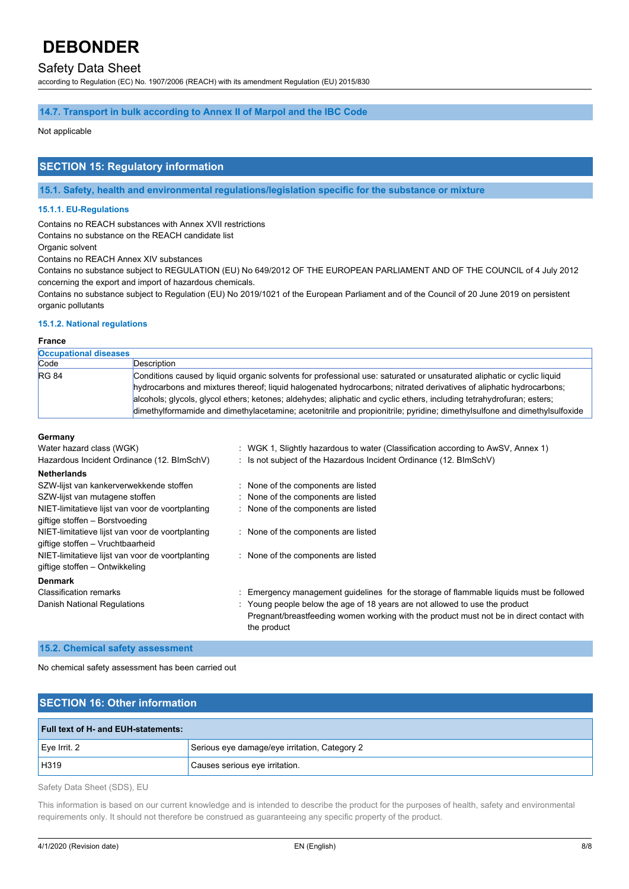### 14.7. Transport in bulk according to Annex II of Marpol and the IBC Code

Not applicable

## SECTION 15: Regulatory information

### 15.1. Safety, health and environmental regulations/legislation specific for the substance or mixture

#### 15.1.1. EU-Regulations

Contains no REACH substances with Annex XVII restrictions
Contains no substance on the REACH candidate list
Organic solvent
Contains no REACH Annex XIV substances
Contains no substance subject to REGULATION (EU) No 649/2012 OF THE EUROPEAN PARLIAMENT AND OF THE COUNCIL of 4 July 2012 concerning the export and import of hazardous chemicals.
Contains no substance subject to Regulation (EU) No 2019/1021 of the European Parliament and of the Council of 20 June 2019 on persistent organic pollutants

#### 15.1.2. National regulations

**France**

| Occupational diseases | |
|---|---|
| Code | Description |
| RG 84 | Conditions caused by liquid organic solvents for professional use: saturated or unsaturated aliphatic or cyclic liquid hydrocarbons and mixtures thereof; liquid halogenated hydrocarbons; nitrated derivatives of aliphatic hydrocarbons; alcohols; glycols, glycol ethers; ketones; aldehydes; aliphatic and cyclic ethers, including tetrahydrofuran; esters; dimethylformamide and dimethylacetamine; acetonitrile and propionitrile; pyridine; dimethylsulfone and dimethylsulfoxide |

**Germany**

Water hazard class (WGK) : WGK 1, Slightly hazardous to water (Classification according to AwSV, Annex 1)
Hazardous Incident Ordinance (12. BImSchV) : Is not subject of the Hazardous Incident Ordinance (12. BImSchV)

**Netherlands**

SZW-lijst van kankerverwekkende stoffen : None of the components are listed
SZW-lijst van mutagene stoffen : None of the components are listed
NIET-limitatieve lijst van voor de voortplanting giftige stoffen – Borstvoeding : None of the components are listed
NIET-limitatieve lijst van voor de voortplanting giftige stoffen – Vruchtbaarheid : None of the components are listed
NIET-limitatieve lijst van voor de voortplanting giftige stoffen – Ontwikkeling : None of the components are listed

**Denmark**

Classification remarks : Emergency management guidelines for the storage of flammable liquids must be followed
Danish National Regulations : Young people below the age of 18 years are not allowed to use the product
Pregnant/breastfeeding women working with the product must not be in direct contact with the product

### 15.2. Chemical safety assessment

No chemical safety assessment has been carried out

## SECTION 16: Other information

| Full text of H- and EUH-statements: | |
|---|---|
| Eye Irrit. 2 | Serious eye damage/eye irritation, Category 2 |
| H319 | Causes serious eye irritation. |

Safety Data Sheet (SDS), EU

This information is based on our current knowledge and is intended to describe the product for the purposes of health, safety and environmental requirements only. It should not therefore be construed as guaranteeing any specific property of the product.